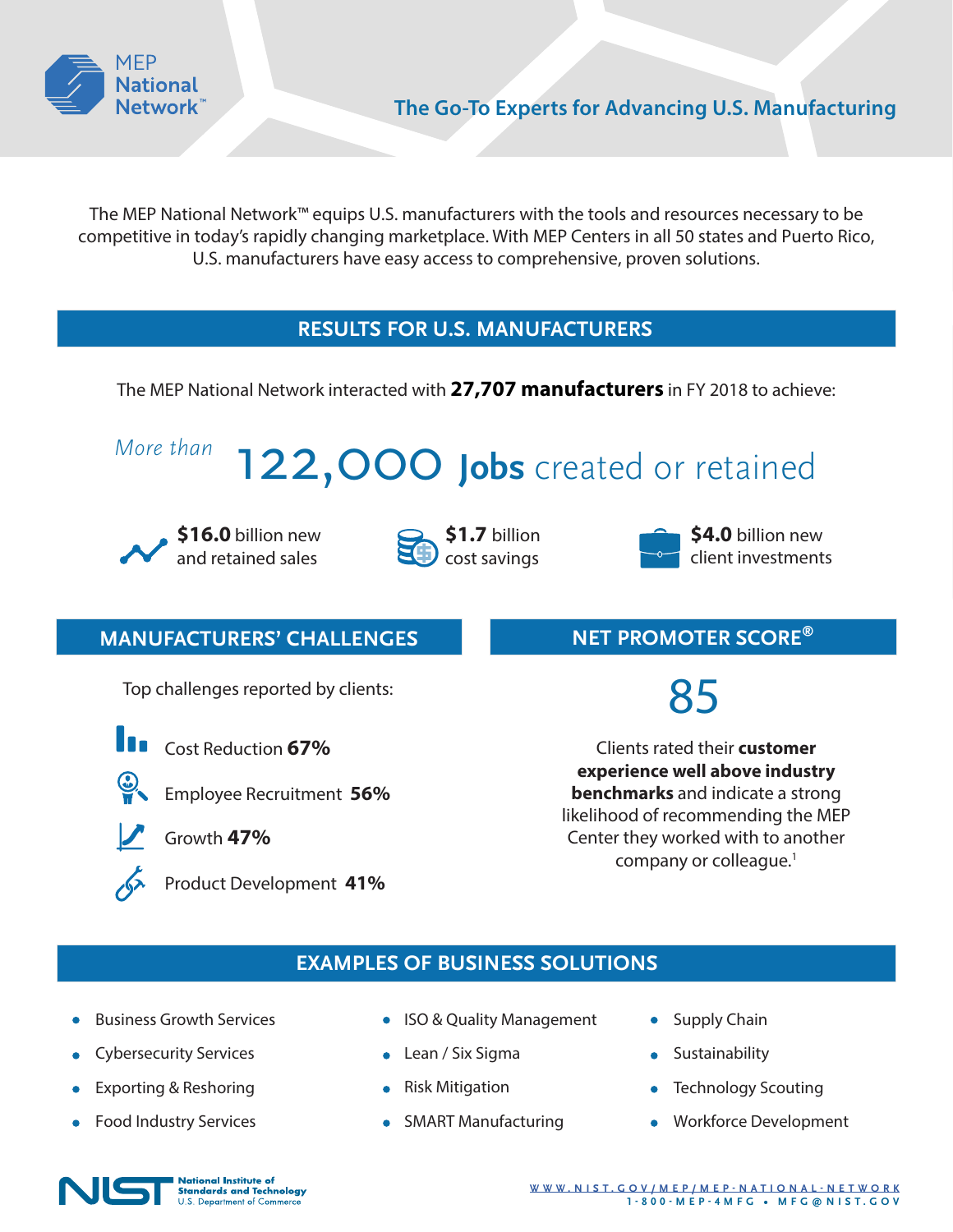MEP National Network™

## The Go-To Experts for Advancing U.S. Manufacturing

The MEP National Network™ equips U.S. manufacturers with the tools and resources necessary to be competitive in today's rapidly changing marketplace. With MEP Centers in all 50 states and Puerto Rico, U.S. manufacturers have easy access to comprehensive, proven solutions.

## RESULTS FOR U.S. MANUFACTURERS

The MEP National Network interacted with **27,707 manufacturers** in FY 2018 to achieve:

*More than* 122,000 **Jobs** created or retained

**$16.0** billion new and retained sales

**$1.7** billion cost savings

**$4.0** billion new client investments

## MANUFACTURERS' CHALLENGES

Top challenges reported by clients:

- Cost Reduction **67%**
- Employee Recruitment **56%**
- Growth **47%**
- Product Development **41%**

## NET PROMOTER SCORE®

85

Clients rated their **customer experience well above industry benchmarks** and indicate a strong likelihood of recommending the MEP Center they worked with to another company or colleague.[1]

## EXAMPLES OF BUSINESS SOLUTIONS

- Business Growth Services
- Cybersecurity Services
- Exporting & Reshoring
- Food Industry Services
- ISO & Quality Management
- Lean / Six Sigma
- Risk Mitigation
- SMART Manufacturing
- Supply Chain
- Sustainability
- Technology Scouting
- Workforce Development

NIST National Institute of Standards and Technology, U.S. Department of Commerce

WWW.NIST.GOV/MEP/MEP-NATIONAL-NETWORK
1-800-MEP-4MFG • MFG@NIST.GOV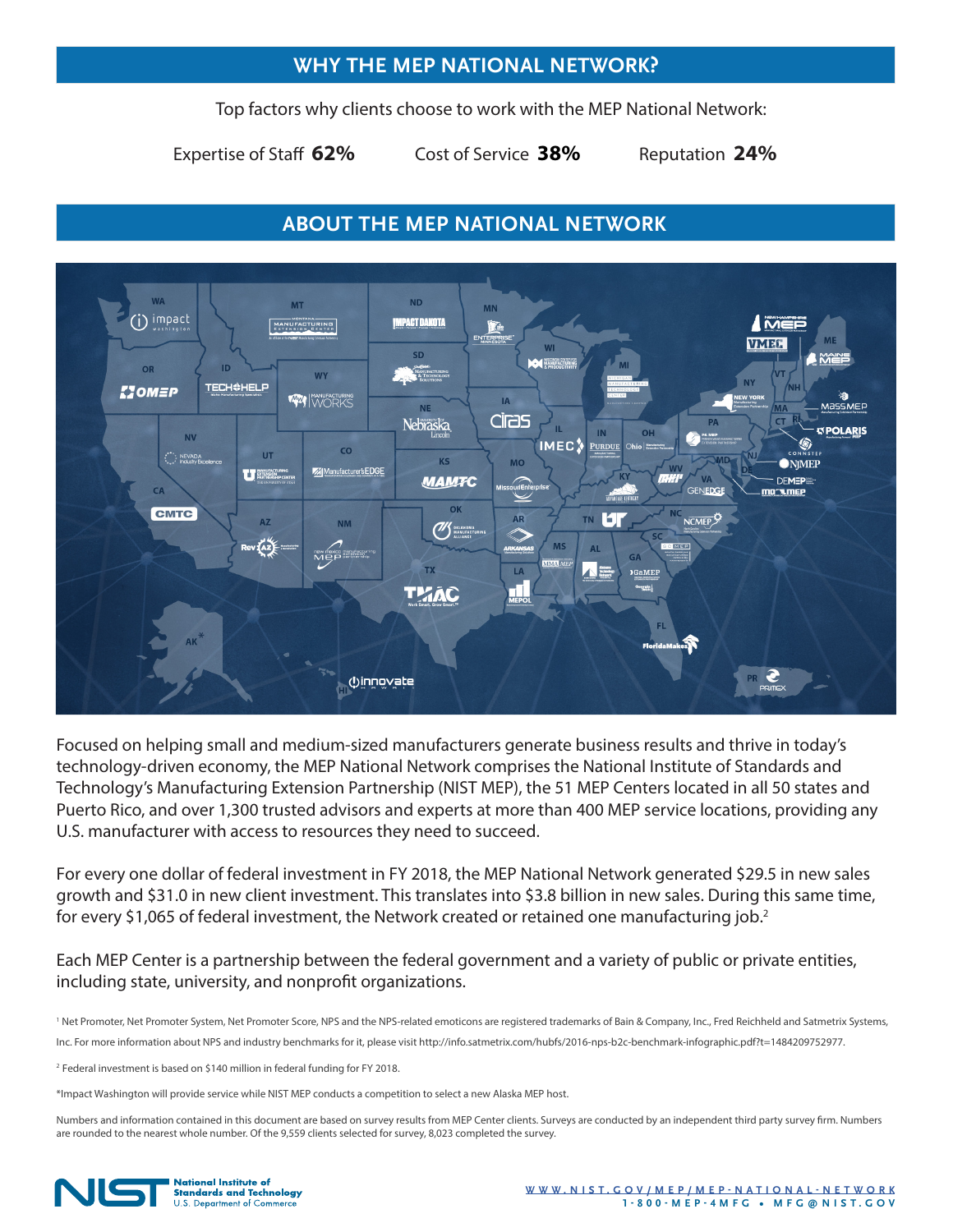## WHY THE MEP NATIONAL NETWORK?

Top factors why clients choose to work with the MEP National Network:

Expertise of Staff **62%** Cost of Service **38%** Reputation **24%**

## ABOUT THE MEP NATIONAL NETWORK

Focused on helping small and medium-sized manufacturers generate business results and thrive in today's technology-driven economy, the MEP National Network comprises the National Institute of Standards and Technology's Manufacturing Extension Partnership (NIST MEP), the 51 MEP Centers located in all 50 states and Puerto Rico, and over 1,300 trusted advisors and experts at more than 400 MEP service locations, providing any U.S. manufacturer with access to resources they need to succeed.

For every one dollar of federal investment in FY 2018, the MEP National Network generated $29.5 in new sales growth and $31.0 in new client investment. This translates into $3.8 billion in new sales. During this same time, for every $1,065 of federal investment, the Network created or retained one manufacturing job.[2]

Each MEP Center is a partnership between the federal government and a variety of public or private entities, including state, university, and nonprofit organizations.

[1] Net Promoter, Net Promoter System, Net Promoter Score, NPS and the NPS-related emoticons are registered trademarks of Bain & Company, Inc., Fred Reichheld and Satmetrix Systems, Inc. For more information about NPS and industry benchmarks for it, please visit http://info.satmetrix.com/hubfs/2016-nps-b2c-benchmark-infographic.pdf?t=1484209752977.

[2] Federal investment is based on $140 million in federal funding for FY 2018.

*Impact Washington will provide service while NIST MEP conducts a competition to select a new Alaska MEP host.

Numbers and information contained in this document are based on survey results from MEP Center clients. Surveys are conducted by an independent third party survey firm. Numbers are rounded to the nearest whole number. Of the 9,559 clients selected for survey, 8,023 completed the survey.

NIST National Institute of Standards and Technology
U.S. Department of Commerce

WWW.NIST.GOV/MEP/MEP-NATIONAL-NETWORK
1-800-MEP-4MFG • MFG@NIST.GOV